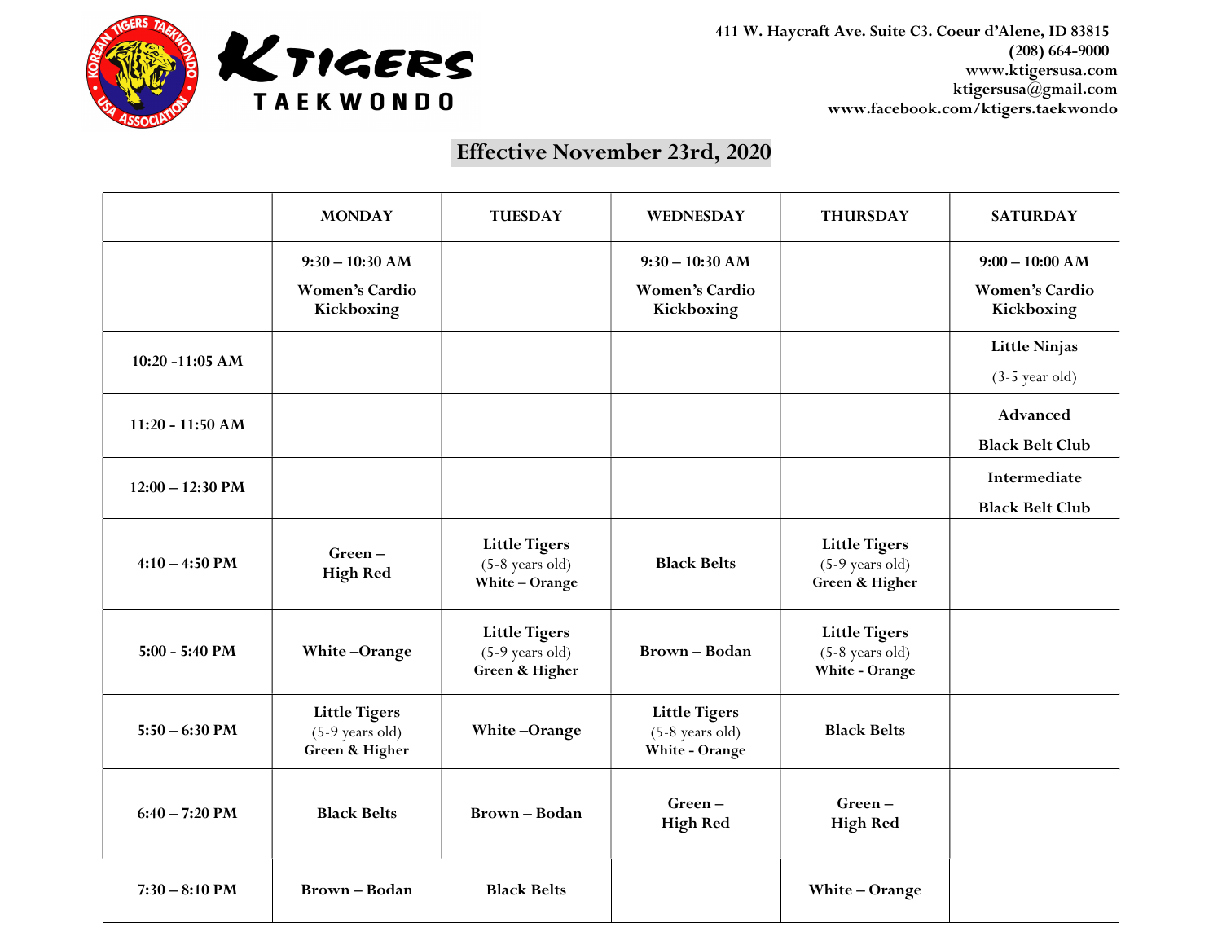KTIGERS TAEKWONDO

411 W. Haycraft Ave. Suite C3. Coeur d'Alene, ID 83815
(208) 664-9000
www.ktigersusa.com
ktigersusa@gmail.com
www.facebook.com/ktigers.taekwondo

## Effective November 23rd, 2020

| | MONDAY | TUESDAY | WEDNESDAY | THURSDAY | SATURDAY |
|---|---|---|---|---|---|
| | 9:30 – 10:30 AM Women's Cardio Kickboxing | | 9:30 – 10:30 AM Women's Cardio Kickboxing | | 9:00 – 10:00 AM Women's Cardio Kickboxing |
| 10:20 -11:05 AM | | | | | Little Ninjas (3-5 year old) |
| 11:20 - 11:50 AM | | | | | Advanced Black Belt Club |
| 12:00 – 12:30 PM | | | | | Intermediate Black Belt Club |
| 4:10 – 4:50 PM | Green – High Red | Little Tigers (5-8 years old) White – Orange | Black Belts | Little Tigers (5-9 years old) Green & Higher | |
| 5:00 - 5:40 PM | White –Orange | Little Tigers (5-9 years old) Green & Higher | Brown – Bodan | Little Tigers (5-8 years old) White - Orange | |
| 5:50 – 6:30 PM | Little Tigers (5-9 years old) Green & Higher | White –Orange | Little Tigers (5-8 years old) White - Orange | Black Belts | |
| 6:40 – 7:20 PM | Black Belts | Brown – Bodan | Green – High Red | Green – High Red | |
| 7:30 – 8:10 PM | Brown – Bodan | Black Belts | | White – Orange | |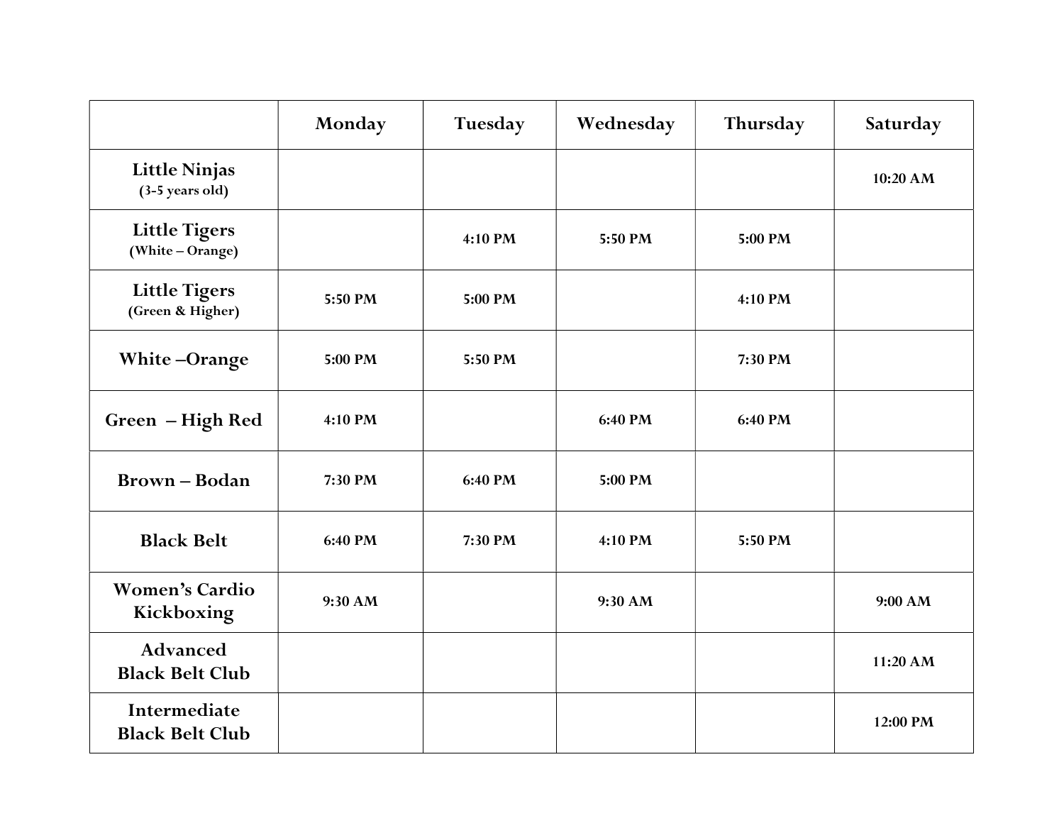| | Monday | Tuesday | Wednesday | Thursday | Saturday |
|---|---|---|---|---|---|
| **Little Ninjas** (3-5 years old) | | | | | 10:20 AM |
| **Little Tigers** (White – Orange) | | 4:10 PM | 5:50 PM | 5:00 PM | |
| **Little Tigers** (Green & Higher) | 5:50 PM | 5:00 PM | | 4:10 PM | |
| **White –Orange** | 5:00 PM | 5:50 PM | | 7:30 PM | |
| **Green – High Red** | 4:10 PM | | 6:40 PM | 6:40 PM | |
| **Brown – Bodan** | 7:30 PM | 6:40 PM | 5:00 PM | | |
| **Black Belt** | 6:40 PM | 7:30 PM | 4:10 PM | 5:50 PM | |
| **Women's Cardio Kickboxing** | 9:30 AM | | 9:30 AM | | 9:00 AM |
| **Advanced Black Belt Club** | | | | | 11:20 AM |
| **Intermediate Black Belt Club** | | | | | 12:00 PM |